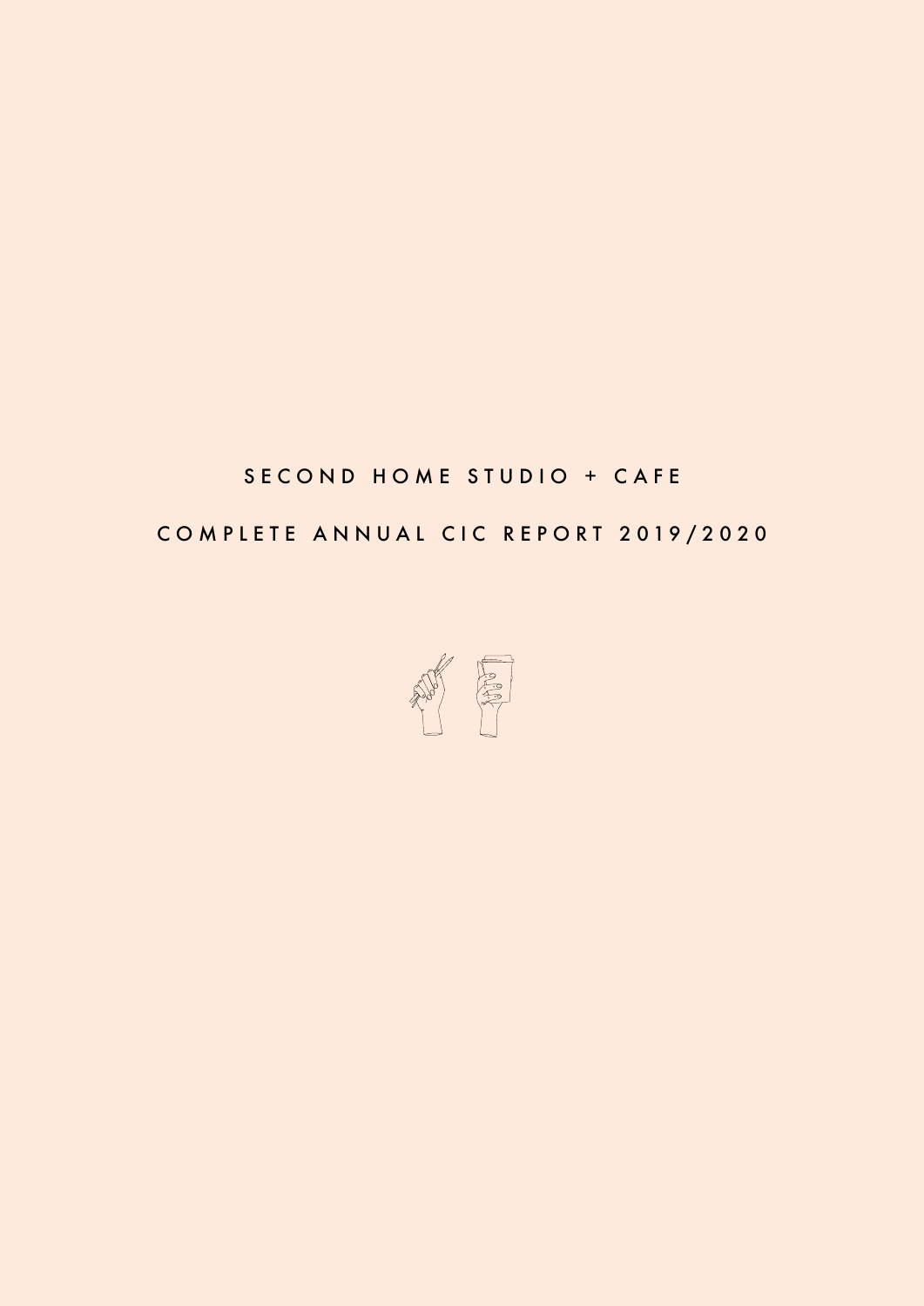# SECOND HOME STUDIO + CAFE

## COMPLETE ANNUAL CIC REPORT 2019/2020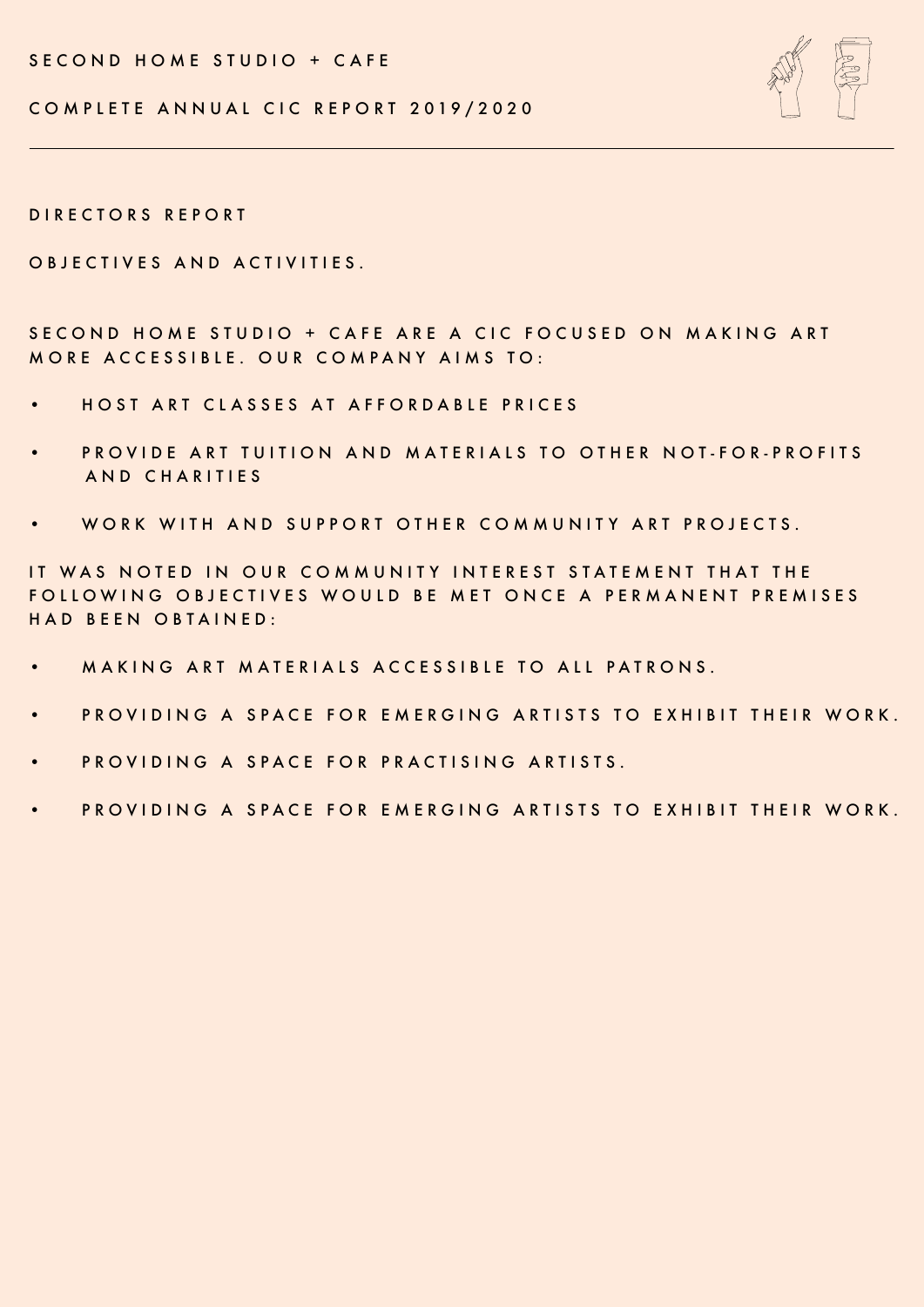SECOND HOME STUDIO + CAFE

COMPLETE ANNUAL CIC REPORT 2019/2020

---

## DIRECTORS REPORT

### OBJECTIVES AND ACTIVITIES.

SECOND HOME STUDIO + CAFE ARE A CIC FOCUSED ON MAKING ART MORE ACCESSIBLE. OUR COMPANY AIMS TO:

- HOST ART CLASSES AT AFFORDABLE PRICES
- PROVIDE ART TUITION AND MATERIALS TO OTHER NOT-FOR-PROFITS AND CHARITIES
- WORK WITH AND SUPPORT OTHER COMMUNITY ART PROJECTS.

IT WAS NOTED IN OUR COMMUNITY INTEREST STATEMENT THAT THE FOLLOWING OBJECTIVES WOULD BE MET ONCE A PERMANENT PREMISES HAD BEEN OBTAINED:

- MAKING ART MATERIALS ACCESSIBLE TO ALL PATRONS.
- PROVIDING A SPACE FOR EMERGING ARTISTS TO EXHIBIT THEIR WORK.
- PROVIDING A SPACE FOR PRACTISING ARTISTS.
- PROVIDING A SPACE FOR EMERGING ARTISTS TO EXHIBIT THEIR WORK.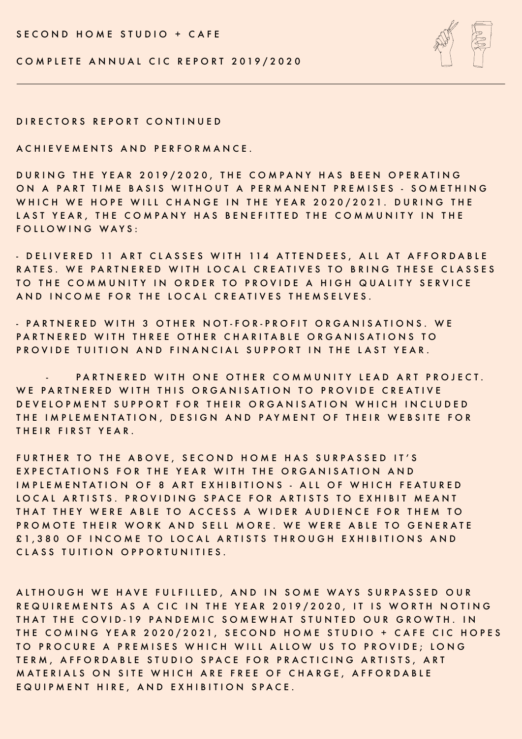SECOND HOME STUDIO + CAFE

COMPLETE ANNUAL CIC REPORT 2019/2020

## DIRECTORS REPORT CONTINUED

### ACHIEVEMENTS AND PERFORMANCE.

DURING THE YEAR 2019/2020, THE COMPANY HAS BEEN OPERATING ON A PART TIME BASIS WITHOUT A PERMANENT PREMISES - SOMETHING WHICH WE HOPE WILL CHANGE IN THE YEAR 2020/2021. DURING THE LAST YEAR, THE COMPANY HAS BENEFITTED THE COMMUNITY IN THE FOLLOWING WAYS:

- DELIVERED 11 ART CLASSES WITH 114 ATTENDEES, ALL AT AFFORDABLE RATES. WE PARTNERED WITH LOCAL CREATIVES TO BRING THESE CLASSES TO THE COMMUNITY IN ORDER TO PROVIDE A HIGH QUALITY SERVICE AND INCOME FOR THE LOCAL CREATIVES THEMSELVES.

- PARTNERED WITH 3 OTHER NOT-FOR-PROFIT ORGANISATIONS. WE PARTNERED WITH THREE OTHER CHARITABLE ORGANISATIONS TO PROVIDE TUITION AND FINANCIAL SUPPORT IN THE LAST YEAR.

- PARTNERED WITH ONE OTHER COMMUNITY LEAD ART PROJECT. WE PARTNERED WITH THIS ORGANISATION TO PROVIDE CREATIVE DEVELOPMENT SUPPORT FOR THEIR ORGANISATION WHICH INCLUDED THE IMPLEMENTATION, DESIGN AND PAYMENT OF THEIR WEBSITE FOR THEIR FIRST YEAR.

FURTHER TO THE ABOVE, SECOND HOME HAS SURPASSED IT'S EXPECTATIONS FOR THE YEAR WITH THE ORGANISATION AND IMPLEMENTATION OF 8 ART EXHIBITIONS - ALL OF WHICH FEATURED LOCAL ARTISTS. PROVIDING SPACE FOR ARTISTS TO EXHIBIT MEANT THAT THEY WERE ABLE TO ACCESS A WIDER AUDIENCE FOR THEM TO PROMOTE THEIR WORK AND SELL MORE. WE WERE ABLE TO GENERATE £1,380 OF INCOME TO LOCAL ARTISTS THROUGH EXHIBITIONS AND CLASS TUITION OPPORTUNITIES.

ALTHOUGH WE HAVE FULFILLED, AND IN SOME WAYS SURPASSED OUR REQUIREMENTS AS A CIC IN THE YEAR 2019/2020, IT IS WORTH NOTING THAT THE COVID-19 PANDEMIC SOMEWHAT STUNTED OUR GROWTH. IN THE COMING YEAR 2020/2021, SECOND HOME STUDIO + CAFE CIC HOPES TO PROCURE A PREMISES WHICH WILL ALLOW US TO PROVIDE; LONG TERM, AFFORDABLE STUDIO SPACE FOR PRACTICING ARTISTS, ART MATERIALS ON SITE WHICH ARE FREE OF CHARGE, AFFORDABLE EQUIPMENT HIRE, AND EXHIBITION SPACE.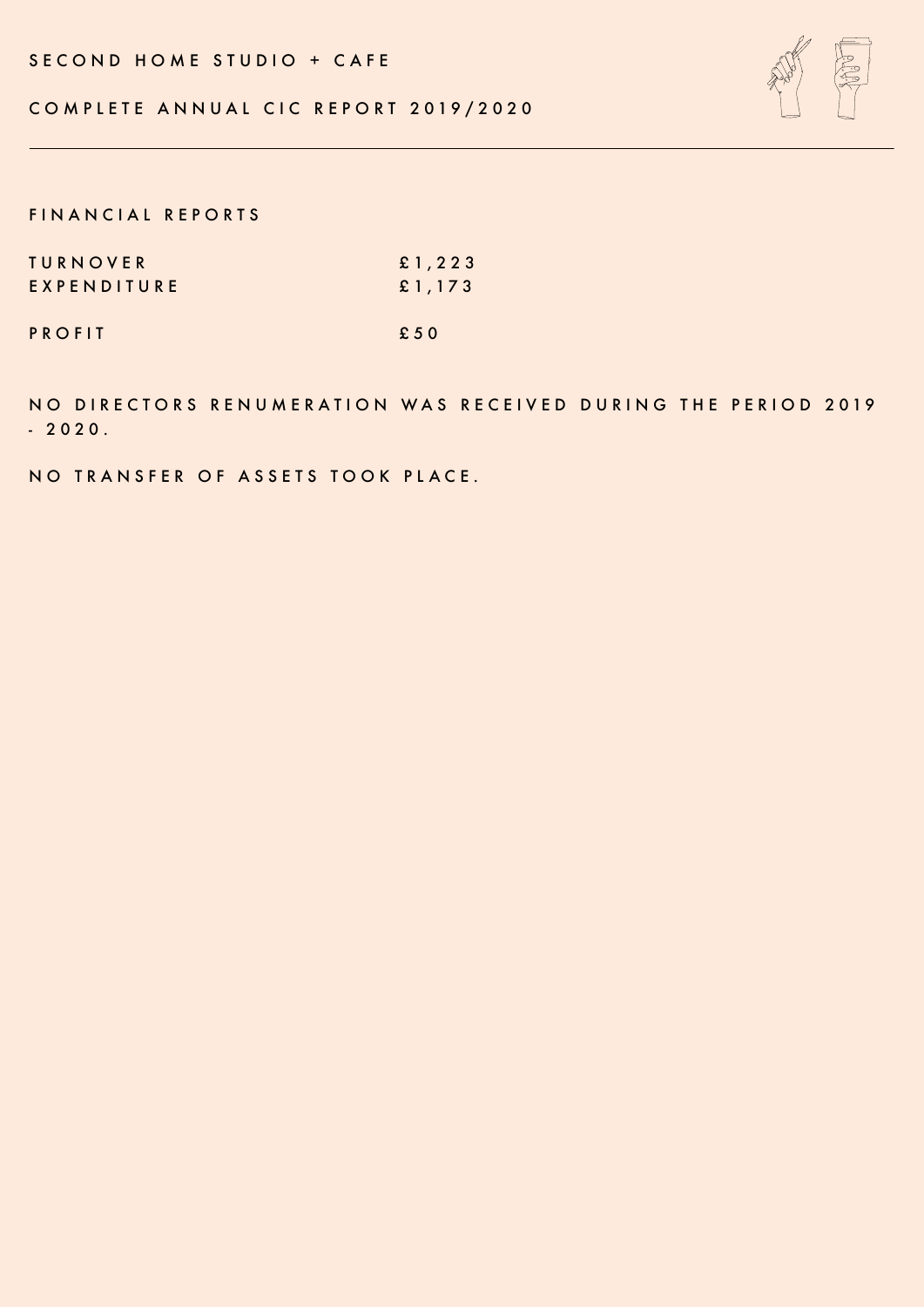SECOND HOME STUDIO + CAFE

COMPLETE ANNUAL CIC REPORT 2019/2020

## FINANCIAL REPORTS

| | |
|---|---|
| TURNOVER | £1,223 |
| EXPENDITURE | £1,173 |
| PROFIT | £50 |

NO DIRECTORS RENUMERATION WAS RECEIVED DURING THE PERIOD 2019 - 2020.

NO TRANSFER OF ASSETS TOOK PLACE.